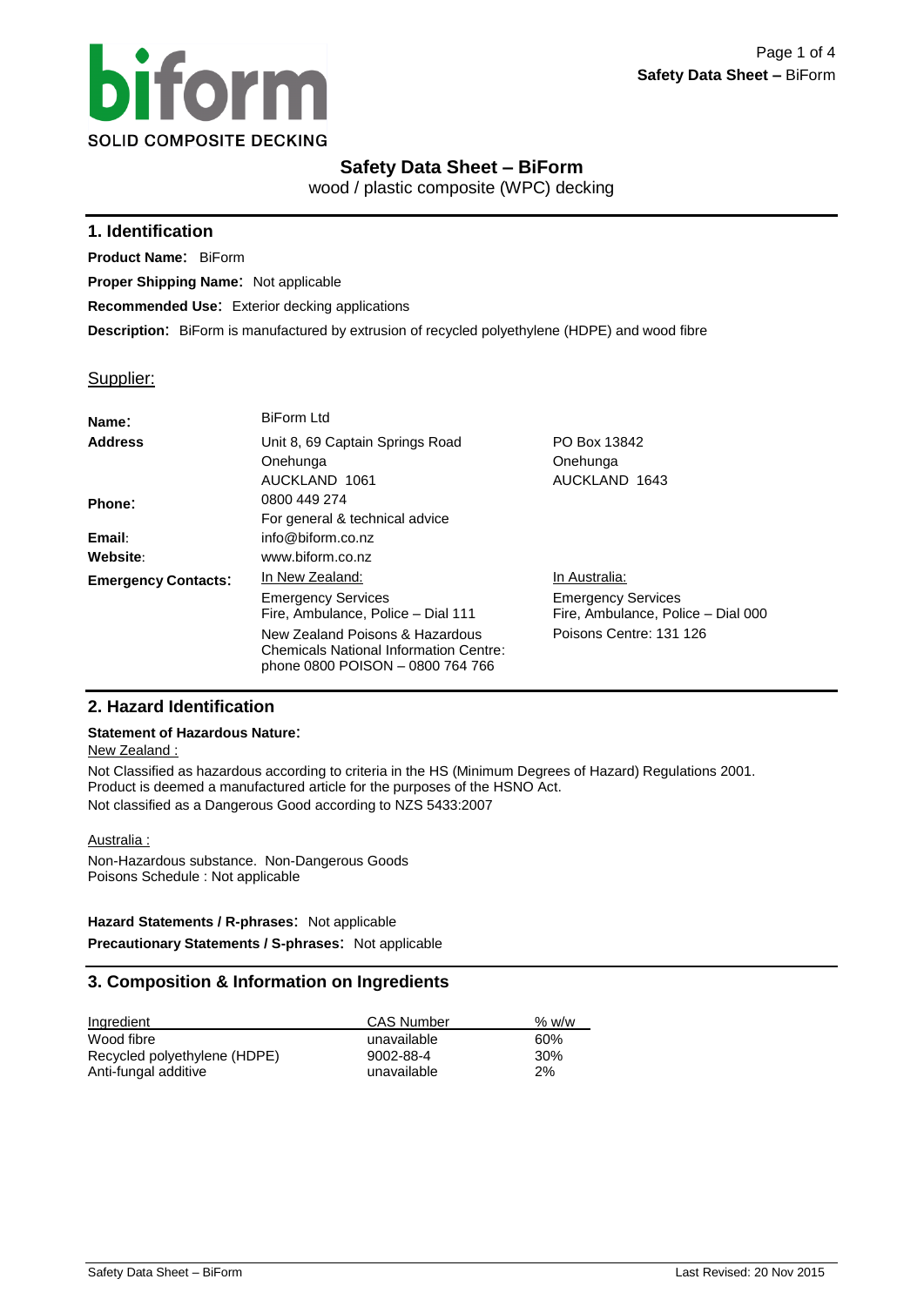biform

SOLID COMPOSITE DECKING

# Safety Data Sheet – BiForm

wood / plastic composite (WPC) decking

## 1. Identification

**Product Name**: BiForm

**Proper Shipping Name**: Not applicable

**Recommended Use**: Exterior decking applications

**Description**: BiForm is manufactured by extrusion of recycled polyethylene (HDPE) and wood fibre

Supplier:

| | | |
|---|---|---|
| **Name**: | BiForm Ltd | |
| **Address** | Unit 8, 69 Captain Springs Road<br>Onehunga<br>AUCKLAND 1061 | PO Box 13842<br>Onehunga<br>AUCKLAND 1643 |
| **Phone**: | 0800 449 274<br>For general & technical advice | |
| **Email**: | info@biform.co.nz | |
| **Website**: | www.biform.co.nz | |
| **Emergency Contacts**: | In New Zealand:<br>Emergency Services<br>Fire, Ambulance, Police – Dial 111<br>New Zealand Poisons & Hazardous Chemicals National Information Centre: phone 0800 POISON – 0800 764 766 | In Australia:<br>Emergency Services<br>Fire, Ambulance, Police – Dial 000<br>Poisons Centre: 131 126 |

## 2. Hazard Identification

**Statement of Hazardous Nature**:

New Zealand :

Not Classified as hazardous according to criteria in the HS (Minimum Degrees of Hazard) Regulations 2001.
Product is deemed a manufactured article for the purposes of the HSNO Act.
Not classified as a Dangerous Good according to NZS 5433:2007

Australia :

Non-Hazardous substance. Non-Dangerous Goods
Poisons Schedule : Not applicable

**Hazard Statements / R-phrases**: Not applicable

**Precautionary Statements / S-phrases**: Not applicable

## 3. Composition & Information on Ingredients

| Ingredient | CAS Number | % w/w |
|---|---|---|
| Wood fibre | unavailable | 60% |
| Recycled polyethylene (HDPE) | 9002-88-4 | 30% |
| Anti-fungal additive | unavailable | 2% |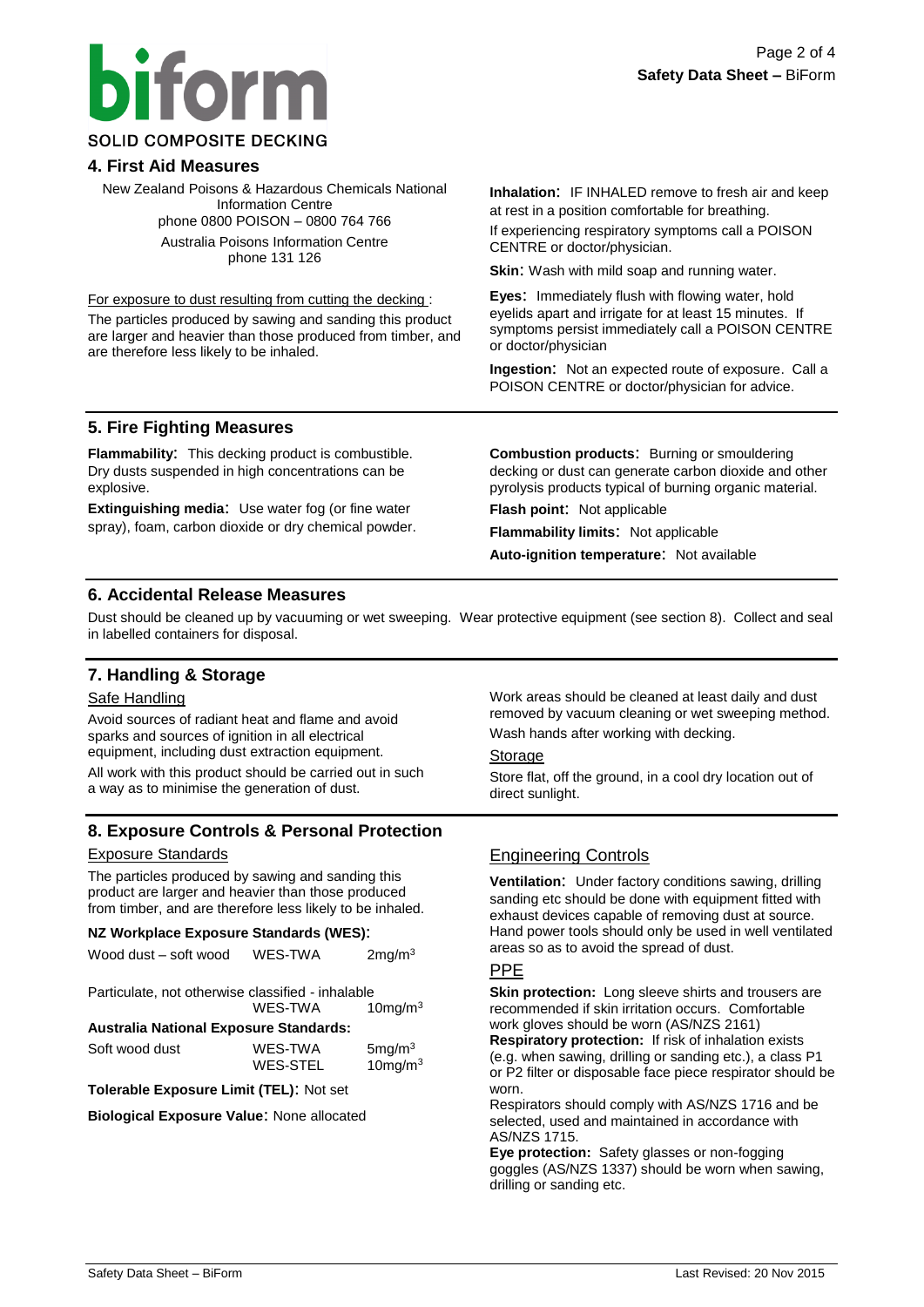## 4. First Aid Measures

New Zealand Poisons & Hazardous Chemicals National Information Centre
phone 0800 POISON – 0800 764 766

Australia Poisons Information Centre
phone 131 126

For exposure to dust resulting from cutting the decking :

The particles produced by sawing and sanding this product are larger and heavier than those produced from timber, and are therefore less likely to be inhaled.

**Inhalation**: IF INHALED remove to fresh air and keep at rest in a position comfortable for breathing. If experiencing respiratory symptoms call a POISON CENTRE or doctor/physician.

**Skin**: Wash with mild soap and running water.

**Eyes**: Immediately flush with flowing water, hold eyelids apart and irrigate for at least 15 minutes. If symptoms persist immediately call a POISON CENTRE or doctor/physician

**Ingestion**: Not an expected route of exposure. Call a POISON CENTRE or doctor/physician for advice.

## 5. Fire Fighting Measures

**Flammability**: This decking product is combustible. Dry dusts suspended in high concentrations can be explosive.

**Extinguishing media**: Use water fog (or fine water spray), foam, carbon dioxide or dry chemical powder.

**Combustion products**: Burning or smouldering decking or dust can generate carbon dioxide and other pyrolysis products typical of burning organic material.

**Flash point**: Not applicable

**Flammability limits**: Not applicable

**Auto-ignition temperature**: Not available

## 6. Accidental Release Measures

Dust should be cleaned up by vacuuming or wet sweeping. Wear protective equipment (see section 8). Collect and seal in labelled containers for disposal.

## 7. Handling & Storage

### Safe Handling

Avoid sources of radiant heat and flame and avoid sparks and sources of ignition in all electrical equipment, including dust extraction equipment.

All work with this product should be carried out in such a way as to minimise the generation of dust.

Work areas should be cleaned at least daily and dust removed by vacuum cleaning or wet sweeping method.

Wash hands after working with decking.

### Storage

Store flat, off the ground, in a cool dry location out of direct sunlight.

## 8. Exposure Controls & Personal Protection

### Exposure Standards

The particles produced by sawing and sanding this product are larger and heavier than those produced from timber, and are therefore less likely to be inhaled.

**NZ Workplace Exposure Standards (WES):**

| | | |
|---|---|---|
| Wood dust – soft wood | WES-TWA | 2mg/m$^3$ |
| Particulate, not otherwise classified - inhalable | WES-TWA | 10mg/m$^3$ |

**Australia National Exposure Standards:**

| | | |
|---|---|---|
| Soft wood dust | WES-TWA | 5mg/m$^3$ |
| | WES-STEL | 10mg/m$^3$ |

**Tolerable Exposure Limit (TEL)**: Not set

**Biological Exposure Value**: None allocated

### Engineering Controls

**Ventilation**: Under factory conditions sawing, drilling sanding etc should be done with equipment fitted with exhaust devices capable of removing dust at source. Hand power tools should only be used in well ventilated areas so as to avoid the spread of dust.

### PPE

**Skin protection:** Long sleeve shirts and trousers are recommended if skin irritation occurs. Comfortable work gloves should be worn (AS/NZS 2161)

**Respiratory protection:** If risk of inhalation exists (e.g. when sawing, drilling or sanding etc.), a class P1 or P2 filter or disposable face piece respirator should be worn.

Respirators should comply with AS/NZS 1716 and be selected, used and maintained in accordance with AS/NZS 1715.

**Eye protection:** Safety glasses or non-fogging goggles (AS/NZS 1337) should be worn when sawing, drilling or sanding etc.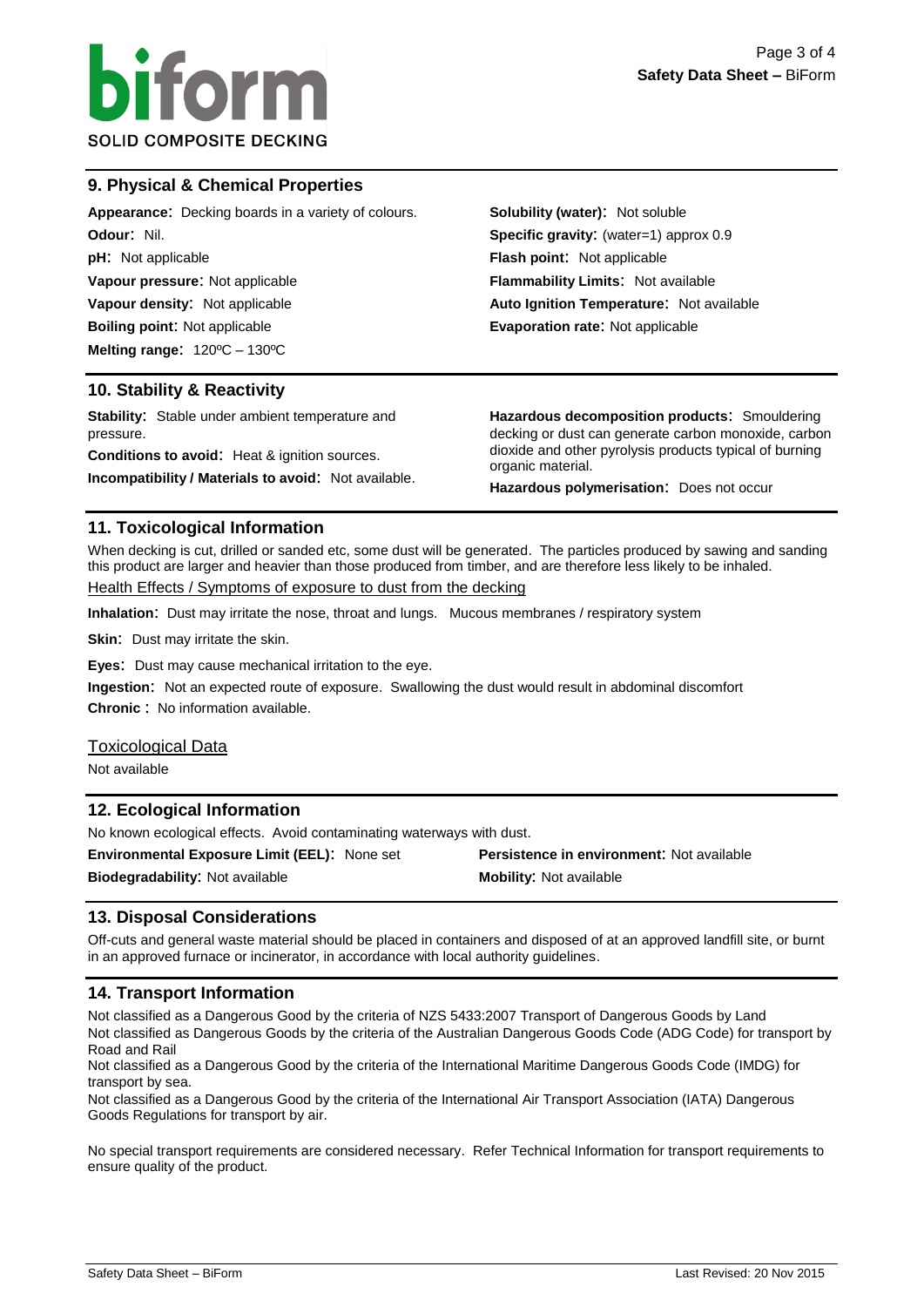## 9. Physical & Chemical Properties

**Appearance**: Decking boards in a variety of colours.

**Odour**: Nil.

**pH**: Not applicable

**Vapour pressure**: Not applicable

**Vapour density**: Not applicable

**Boiling point**: Not applicable

**Melting range**: 120ºC – 130ºC

**Solubility (water)**: Not soluble

**Specific gravity**: (water=1) approx 0.9

**Flash point**: Not applicable

**Flammability Limits**: Not available

**Auto Ignition Temperature**: Not available

**Evaporation rate**: Not applicable

## 10. Stability & Reactivity

**Stability**: Stable under ambient temperature and pressure.

**Conditions to avoid**: Heat & ignition sources.

**Incompatibility / Materials to avoid**: Not available.

**Hazardous decomposition products**: Smouldering decking or dust can generate carbon monoxide, carbon dioxide and other pyrolysis products typical of burning organic material.

**Hazardous polymerisation**: Does not occur

## 11. Toxicological Information

When decking is cut, drilled or sanded etc, some dust will be generated. The particles produced by sawing and sanding this product are larger and heavier than those produced from timber, and are therefore less likely to be inhaled.

Health Effects / Symptoms of exposure to dust from the decking

**Inhalation**: Dust may irritate the nose, throat and lungs. Mucous membranes / respiratory system

**Skin**: Dust may irritate the skin.

**Eyes**: Dust may cause mechanical irritation to the eye.

**Ingestion**: Not an expected route of exposure. Swallowing the dust would result in abdominal discomfort

**Chronic**: No information available.

Toxicological Data

Not available

## 12. Ecological Information

No known ecological effects. Avoid contaminating waterways with dust.

**Environmental Exposure Limit (EEL)**: None set

**Biodegradability**: Not available

**Persistence in environment**: Not available

**Mobility**: Not available

## 13. Disposal Considerations

Off-cuts and general waste material should be placed in containers and disposed of at an approved landfill site, or burnt in an approved furnace or incinerator, in accordance with local authority guidelines.

## 14. Transport Information

Not classified as a Dangerous Good by the criteria of NZS 5433:2007 Transport of Dangerous Goods by Land
Not classified as Dangerous Goods by the criteria of the Australian Dangerous Goods Code (ADG Code) for transport by Road and Rail
Not classified as a Dangerous Good by the criteria of the International Maritime Dangerous Goods Code (IMDG) for transport by sea.
Not classified as a Dangerous Good by the criteria of the International Air Transport Association (IATA) Dangerous Goods Regulations for transport by air.

No special transport requirements are considered necessary. Refer Technical Information for transport requirements to ensure quality of the product.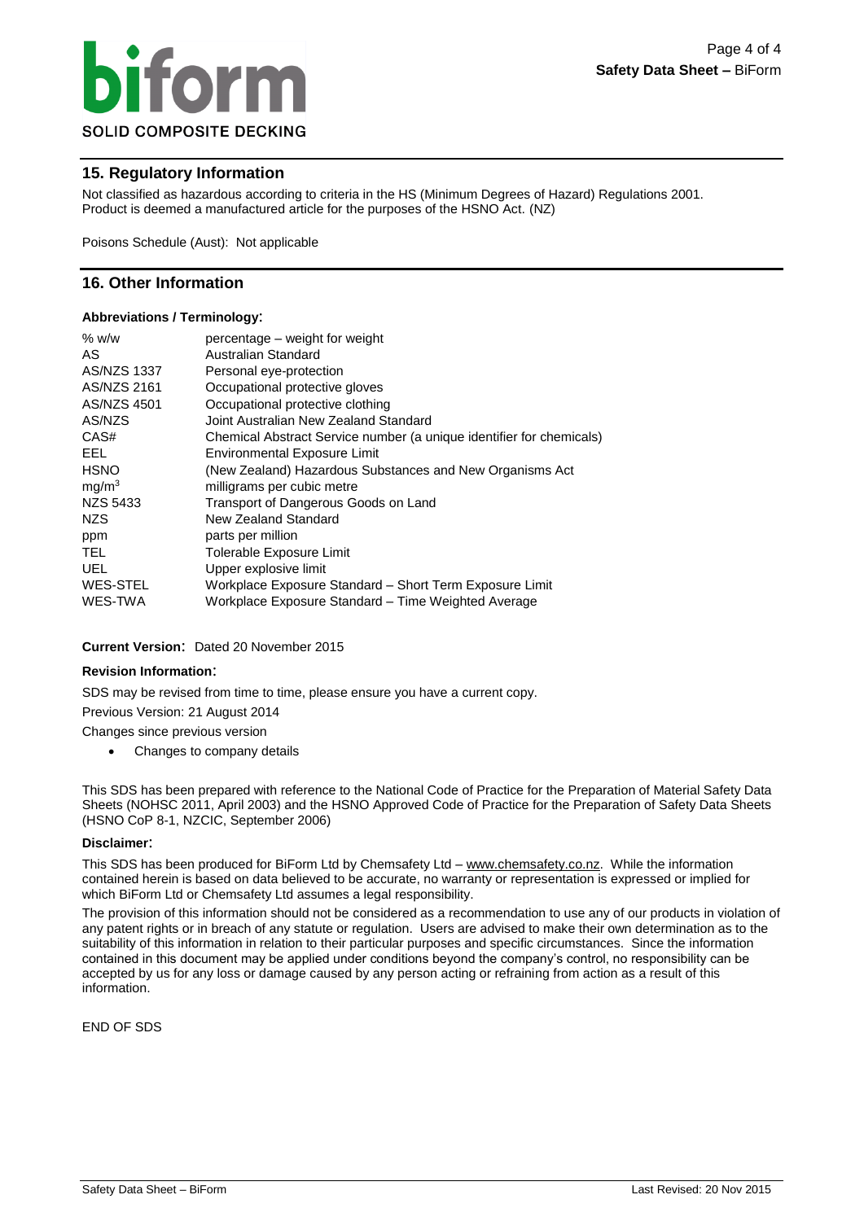## 15. Regulatory Information

Not classified as hazardous according to criteria in the HS (Minimum Degrees of Hazard) Regulations 2001.
Product is deemed a manufactured article for the purposes of the HSNO Act. (NZ)

Poisons Schedule (Aust): Not applicable

## 16. Other Information

**Abbreviations / Terminology:**

| | |
|---|---|
| % w/w | percentage – weight for weight |
| AS | Australian Standard |
| AS/NZS 1337 | Personal eye-protection |
| AS/NZS 2161 | Occupational protective gloves |
| AS/NZS 4501 | Occupational protective clothing |
| AS/NZS | Joint Australian New Zealand Standard |
| CAS# | Chemical Abstract Service number (a unique identifier for chemicals) |
| EEL | Environmental Exposure Limit |
| HSNO | (New Zealand) Hazardous Substances and New Organisms Act |
| $mg/m^3$ | milligrams per cubic metre |
| NZS 5433 | Transport of Dangerous Goods on Land |
| NZS | New Zealand Standard |
| ppm | parts per million |
| TEL | Tolerable Exposure Limit |
| UEL | Upper explosive limit |
| WES-STEL | Workplace Exposure Standard – Short Term Exposure Limit |
| WES-TWA | Workplace Exposure Standard – Time Weighted Average |

**Current Version:** Dated 20 November 2015

**Revision Information:**

SDS may be revised from time to time, please ensure you have a current copy.

Previous Version: 21 August 2014

Changes since previous version

- Changes to company details

This SDS has been prepared with reference to the National Code of Practice for the Preparation of Material Safety Data Sheets (NOHSC 2011, April 2003) and the HSNO Approved Code of Practice for the Preparation of Safety Data Sheets (HSNO CoP 8-1, NZCIC, September 2006)

**Disclaimer:**

This SDS has been produced for BiForm Ltd by Chemsafety Ltd – www.chemsafety.co.nz. While the information contained herein is based on data believed to be accurate, no warranty or representation is expressed or implied for which BiForm Ltd or Chemsafety Ltd assumes a legal responsibility.

The provision of this information should not be considered as a recommendation to use any of our products in violation of any patent rights or in breach of any statute or regulation. Users are advised to make their own determination as to the suitability of this information in relation to their particular purposes and specific circumstances. Since the information contained in this document may be applied under conditions beyond the company's control, no responsibility can be accepted by us for any loss or damage caused by any person acting or refraining from action as a result of this information.

END OF SDS